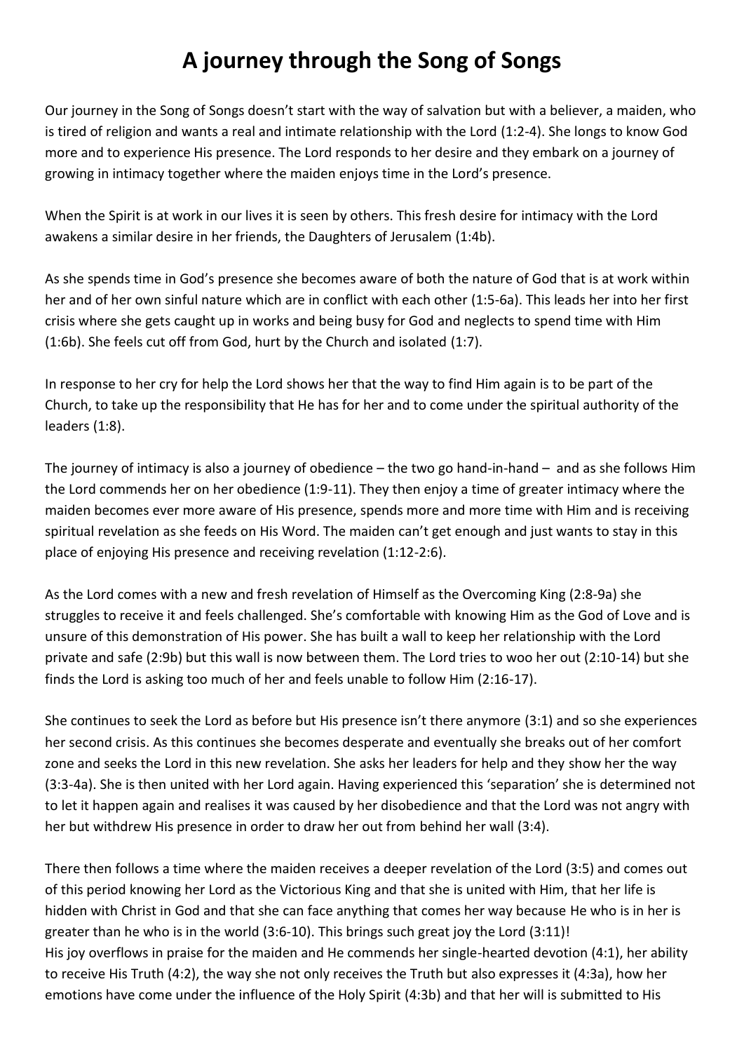# A journey through the Song of Songs

Our journey in the Song of Songs doesn't start with the way of salvation but with a believer, a maiden, who is tired of religion and wants a real and intimate relationship with the Lord (1:2-4). She longs to know God more and to experience His presence. The Lord responds to her desire and they embark on a journey of growing in intimacy together where the maiden enjoys time in the Lord's presence.

When the Spirit is at work in our lives it is seen by others. This fresh desire for intimacy with the Lord awakens a similar desire in her friends, the Daughters of Jerusalem (1:4b).

As she spends time in God's presence she becomes aware of both the nature of God that is at work within her and of her own sinful nature which are in conflict with each other (1:5-6a). This leads her into her first crisis where she gets caught up in works and being busy for God and neglects to spend time with Him (1:6b). She feels cut off from God, hurt by the Church and isolated (1:7).

In response to her cry for help the Lord shows her that the way to find Him again is to be part of the Church, to take up the responsibility that He has for her and to come under the spiritual authority of the leaders (1:8).

The journey of intimacy is also a journey of obedience – the two go hand-in-hand – and as she follows Him the Lord commends her on her obedience (1:9-11). They then enjoy a time of greater intimacy where the maiden becomes ever more aware of His presence, spends more and more time with Him and is receiving spiritual revelation as she feeds on His Word. The maiden can't get enough and just wants to stay in this place of enjoying His presence and receiving revelation (1:12-2:6).

As the Lord comes with a new and fresh revelation of Himself as the Overcoming King (2:8-9a) she struggles to receive it and feels challenged. She's comfortable with knowing Him as the God of Love and is unsure of this demonstration of His power. She has built a wall to keep her relationship with the Lord private and safe (2:9b) but this wall is now between them. The Lord tries to woo her out (2:10-14) but she finds the Lord is asking too much of her and feels unable to follow Him (2:16-17).

She continues to seek the Lord as before but His presence isn't there anymore (3:1) and so she experiences her second crisis. As this continues she becomes desperate and eventually she breaks out of her comfort zone and seeks the Lord in this new revelation. She asks her leaders for help and they show her the way (3:3-4a). She is then united with her Lord again. Having experienced this 'separation' she is determined not to let it happen again and realises it was caused by her disobedience and that the Lord was not angry with her but withdrew His presence in order to draw her out from behind her wall (3:4).

There then follows a time where the maiden receives a deeper revelation of the Lord (3:5) and comes out of this period knowing her Lord as the Victorious King and that she is united with Him, that her life is hidden with Christ in God and that she can face anything that comes her way because He who is in her is greater than he who is in the world (3:6-10). This brings such great joy the Lord (3:11)!
His joy overflows in praise for the maiden and He commends her single-hearted devotion (4:1), her ability to receive His Truth (4:2), the way she not only receives the Truth but also expresses it (4:3a), how her emotions have come under the influence of the Holy Spirit (4:3b) and that her will is submitted to His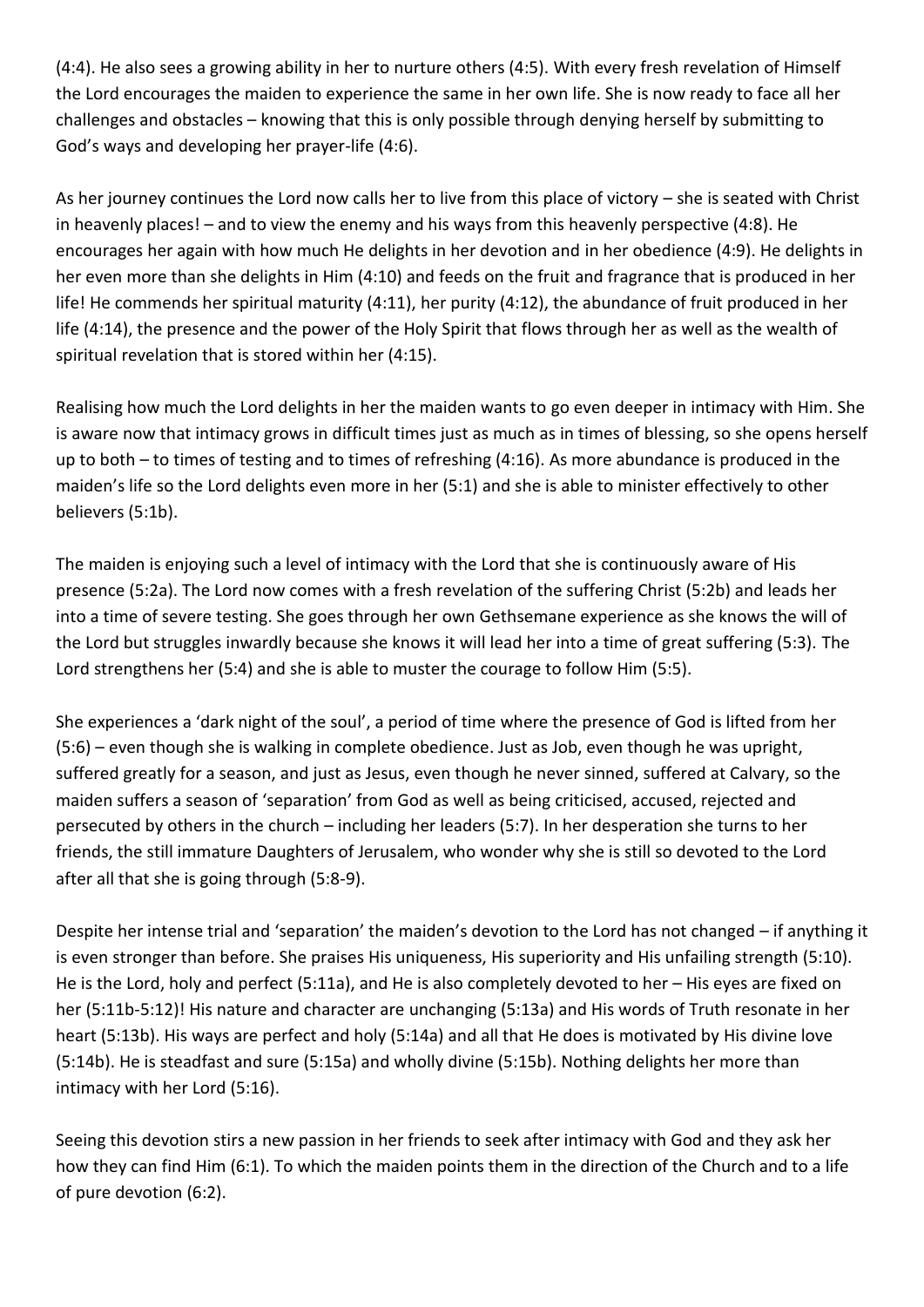(4:4). He also sees a growing ability in her to nurture others (4:5). With every fresh revelation of Himself the Lord encourages the maiden to experience the same in her own life. She is now ready to face all her challenges and obstacles – knowing that this is only possible through denying herself by submitting to God's ways and developing her prayer-life (4:6).

As her journey continues the Lord now calls her to live from this place of victory – she is seated with Christ in heavenly places! – and to view the enemy and his ways from this heavenly perspective (4:8). He encourages her again with how much He delights in her devotion and in her obedience (4:9). He delights in her even more than she delights in Him (4:10) and feeds on the fruit and fragrance that is produced in her life! He commends her spiritual maturity (4:11), her purity (4:12), the abundance of fruit produced in her life (4:14), the presence and the power of the Holy Spirit that flows through her as well as the wealth of spiritual revelation that is stored within her (4:15).

Realising how much the Lord delights in her the maiden wants to go even deeper in intimacy with Him. She is aware now that intimacy grows in difficult times just as much as in times of blessing, so she opens herself up to both – to times of testing and to times of refreshing (4:16). As more abundance is produced in the maiden's life so the Lord delights even more in her (5:1) and she is able to minister effectively to other believers (5:1b).

The maiden is enjoying such a level of intimacy with the Lord that she is continuously aware of His presence (5:2a). The Lord now comes with a fresh revelation of the suffering Christ (5:2b) and leads her into a time of severe testing. She goes through her own Gethsemane experience as she knows the will of the Lord but struggles inwardly because she knows it will lead her into a time of great suffering (5:3). The Lord strengthens her (5:4) and she is able to muster the courage to follow Him (5:5).

She experiences a 'dark night of the soul', a period of time where the presence of God is lifted from her (5:6) – even though she is walking in complete obedience. Just as Job, even though he was upright, suffered greatly for a season, and just as Jesus, even though he never sinned, suffered at Calvary, so the maiden suffers a season of 'separation' from God as well as being criticised, accused, rejected and persecuted by others in the church – including her leaders (5:7). In her desperation she turns to her friends, the still immature Daughters of Jerusalem, who wonder why she is still so devoted to the Lord after all that she is going through (5:8-9).

Despite her intense trial and 'separation' the maiden's devotion to the Lord has not changed – if anything it is even stronger than before. She praises His uniqueness, His superiority and His unfailing strength (5:10). He is the Lord, holy and perfect (5:11a), and He is also completely devoted to her – His eyes are fixed on her (5:11b-5:12)! His nature and character are unchanging (5:13a) and His words of Truth resonate in her heart (5:13b). His ways are perfect and holy (5:14a) and all that He does is motivated by His divine love (5:14b). He is steadfast and sure (5:15a) and wholly divine (5:15b). Nothing delights her more than intimacy with her Lord (5:16).

Seeing this devotion stirs a new passion in her friends to seek after intimacy with God and they ask her how they can find Him (6:1). To which the maiden points them in the direction of the Church and to a life of pure devotion (6:2).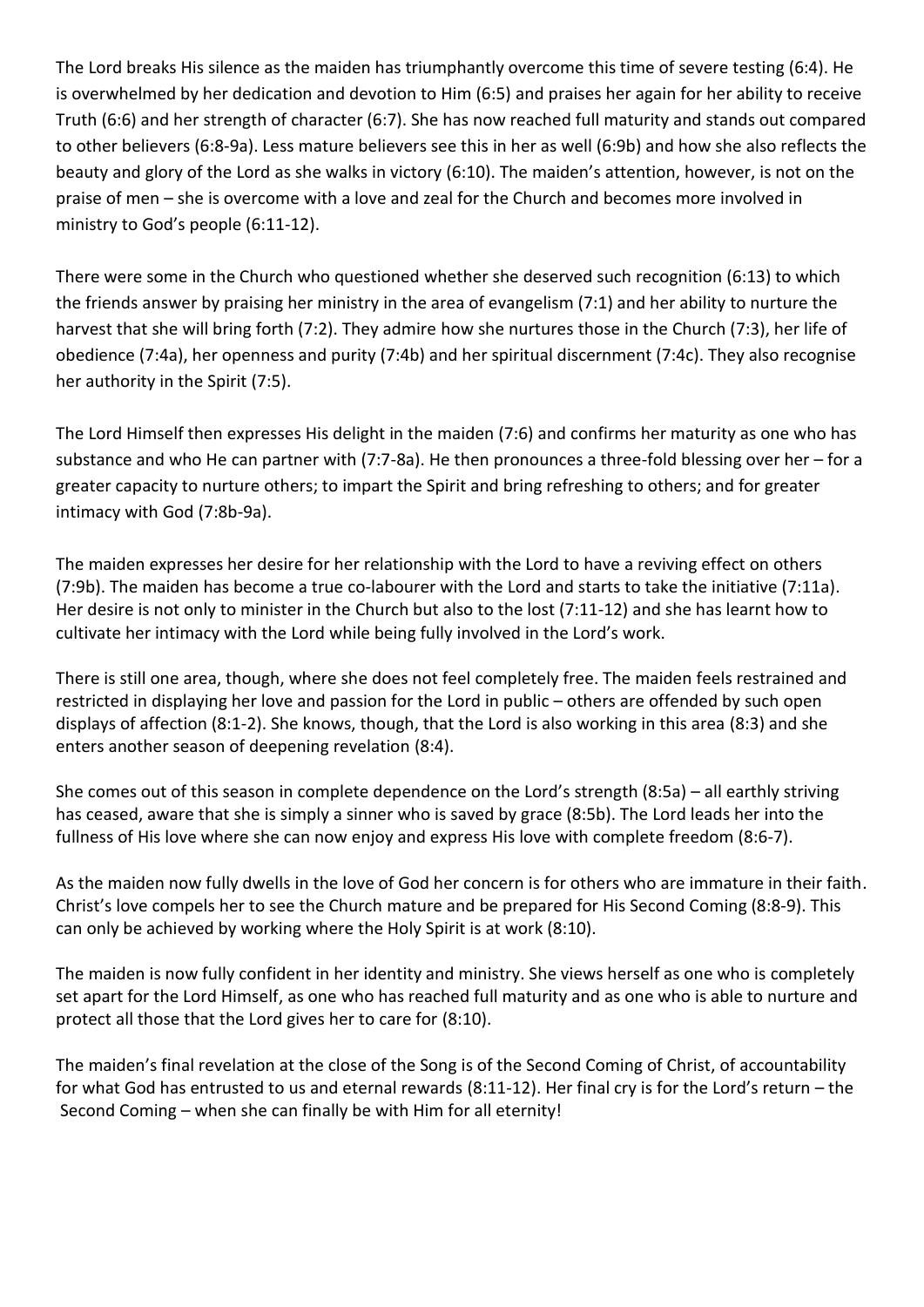The Lord breaks His silence as the maiden has triumphantly overcome this time of severe testing (6:4). He is overwhelmed by her dedication and devotion to Him (6:5) and praises her again for her ability to receive Truth (6:6) and her strength of character (6:7). She has now reached full maturity and stands out compared to other believers (6:8-9a). Less mature believers see this in her as well (6:9b) and how she also reflects the beauty and glory of the Lord as she walks in victory (6:10). The maiden's attention, however, is not on the praise of men – she is overcome with a love and zeal for the Church and becomes more involved in ministry to God's people (6:11-12).

There were some in the Church who questioned whether she deserved such recognition (6:13) to which the friends answer by praising her ministry in the area of evangelism (7:1) and her ability to nurture the harvest that she will bring forth (7:2). They admire how she nurtures those in the Church (7:3), her life of obedience (7:4a), her openness and purity (7:4b) and her spiritual discernment (7:4c). They also recognise her authority in the Spirit (7:5).

The Lord Himself then expresses His delight in the maiden (7:6) and confirms her maturity as one who has substance and who He can partner with (7:7-8a). He then pronounces a three-fold blessing over her – for a greater capacity to nurture others; to impart the Spirit and bring refreshing to others; and for greater intimacy with God (7:8b-9a).

The maiden expresses her desire for her relationship with the Lord to have a reviving effect on others (7:9b). The maiden has become a true co-labourer with the Lord and starts to take the initiative (7:11a). Her desire is not only to minister in the Church but also to the lost (7:11-12) and she has learnt how to cultivate her intimacy with the Lord while being fully involved in the Lord's work.

There is still one area, though, where she does not feel completely free. The maiden feels restrained and restricted in displaying her love and passion for the Lord in public – others are offended by such open displays of affection (8:1-2). She knows, though, that the Lord is also working in this area (8:3) and she enters another season of deepening revelation (8:4).

She comes out of this season in complete dependence on the Lord's strength (8:5a) – all earthly striving has ceased, aware that she is simply a sinner who is saved by grace (8:5b). The Lord leads her into the fullness of His love where she can now enjoy and express His love with complete freedom (8:6-7).

As the maiden now fully dwells in the love of God her concern is for others who are immature in their faith. Christ's love compels her to see the Church mature and be prepared for His Second Coming (8:8-9). This can only be achieved by working where the Holy Spirit is at work (8:10).

The maiden is now fully confident in her identity and ministry. She views herself as one who is completely set apart for the Lord Himself, as one who has reached full maturity and as one who is able to nurture and protect all those that the Lord gives her to care for (8:10).

The maiden's final revelation at the close of the Song is of the Second Coming of Christ, of accountability for what God has entrusted to us and eternal rewards (8:11-12). Her final cry is for the Lord's return – the Second Coming – when she can finally be with Him for all eternity!